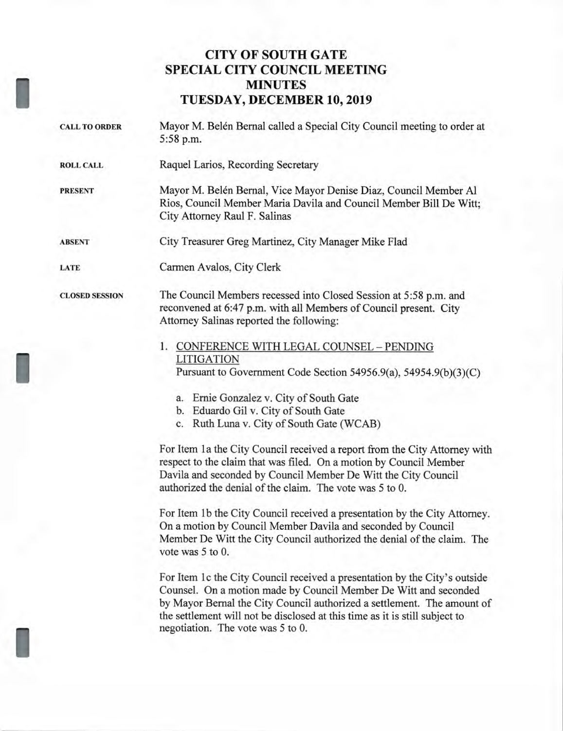# CITY OF SOUTH GATE
# SPECIAL CITY COUNCIL MEETING
# MINUTES
# TUESDAY, DECEMBER 10, 2019

**CALL TO ORDER** Mayor M. Belén Bernal called a Special City Council meeting to order at 5:58 p.m.

**ROLL CALL** Raquel Larios, Recording Secretary

**PRESENT** Mayor M. Belén Bernal, Vice Mayor Denise Diaz, Council Member Al Rios, Council Member Maria Davila and Council Member Bill De Witt; City Attorney Raul F. Salinas

**ABSENT** City Treasurer Greg Martinez, City Manager Mike Flad

**LATE** Carmen Avalos, City Clerk

**CLOSED SESSION** The Council Members recessed into Closed Session at 5:58 p.m. and reconvened at 6:47 p.m. with all Members of Council present. City Attorney Salinas reported the following:

1. CONFERENCE WITH LEGAL COUNSEL – PENDING LITIGATION
   Pursuant to Government Code Section 54956.9(a), 54954.9(b)(3)(C)

   a. Ernie Gonzalez v. City of South Gate
   b. Eduardo Gil v. City of South Gate
   c. Ruth Luna v. City of South Gate (WCAB)

For Item 1a the City Council received a report from the City Attorney with respect to the claim that was filed. On a motion by Council Member Davila and seconded by Council Member De Witt the City Council authorized the denial of the claim. The vote was 5 to 0.

For Item 1b the City Council received a presentation by the City Attorney. On a motion by Council Member Davila and seconded by Council Member De Witt the City Council authorized the denial of the claim. The vote was 5 to 0.

For Item 1c the City Council received a presentation by the City's outside Counsel. On a motion made by Council Member De Witt and seconded by Mayor Bernal the City Council authorized a settlement. The amount of the settlement will not be disclosed at this time as it is still subject to negotiation. The vote was 5 to 0.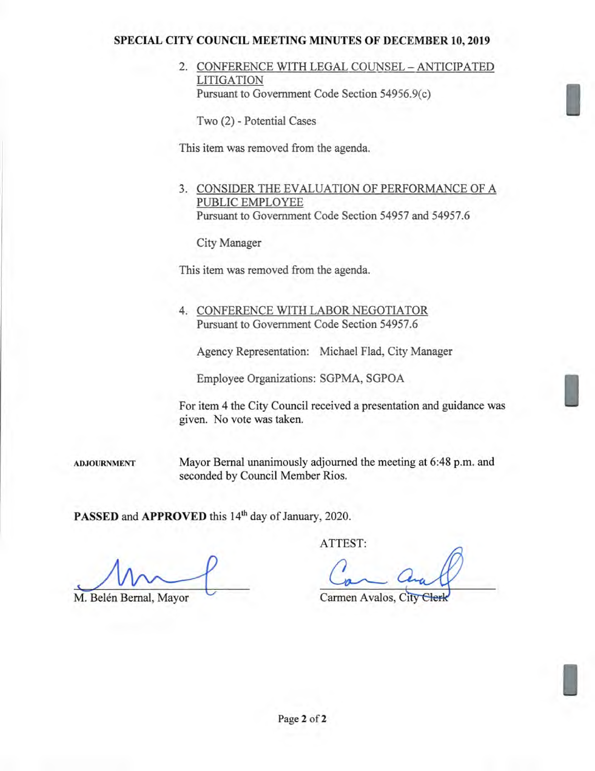**SPECIAL CITY COUNCIL MEETING MINUTES OF DECEMBER 10, 2019**

2. CONFERENCE WITH LEGAL COUNSEL – ANTICIPATED LITIGATION
   Pursuant to Government Code Section 54956.9(c)

   Two (2) - Potential Cases

   This item was removed from the agenda.

3. CONSIDER THE EVALUATION OF PERFORMANCE OF A PUBLIC EMPLOYEE
   Pursuant to Government Code Section 54957 and 54957.6

   City Manager

   This item was removed from the agenda.

4. CONFERENCE WITH LABOR NEGOTIATOR
   Pursuant to Government Code Section 54957.6

   Agency Representation: Michael Flad, City Manager

   Employee Organizations: SGPMA, SGPOA

   For item 4 the City Council received a presentation and guidance was given. No vote was taken.

**ADJOURNMENT** Mayor Bernal unanimously adjourned the meeting at 6:48 p.m. and seconded by Council Member Rios.

**PASSED** and **APPROVED** this 14th day of January, 2020.

M. Belén Bernal, Mayor

ATTEST:

Carmen Avalos, City Clerk